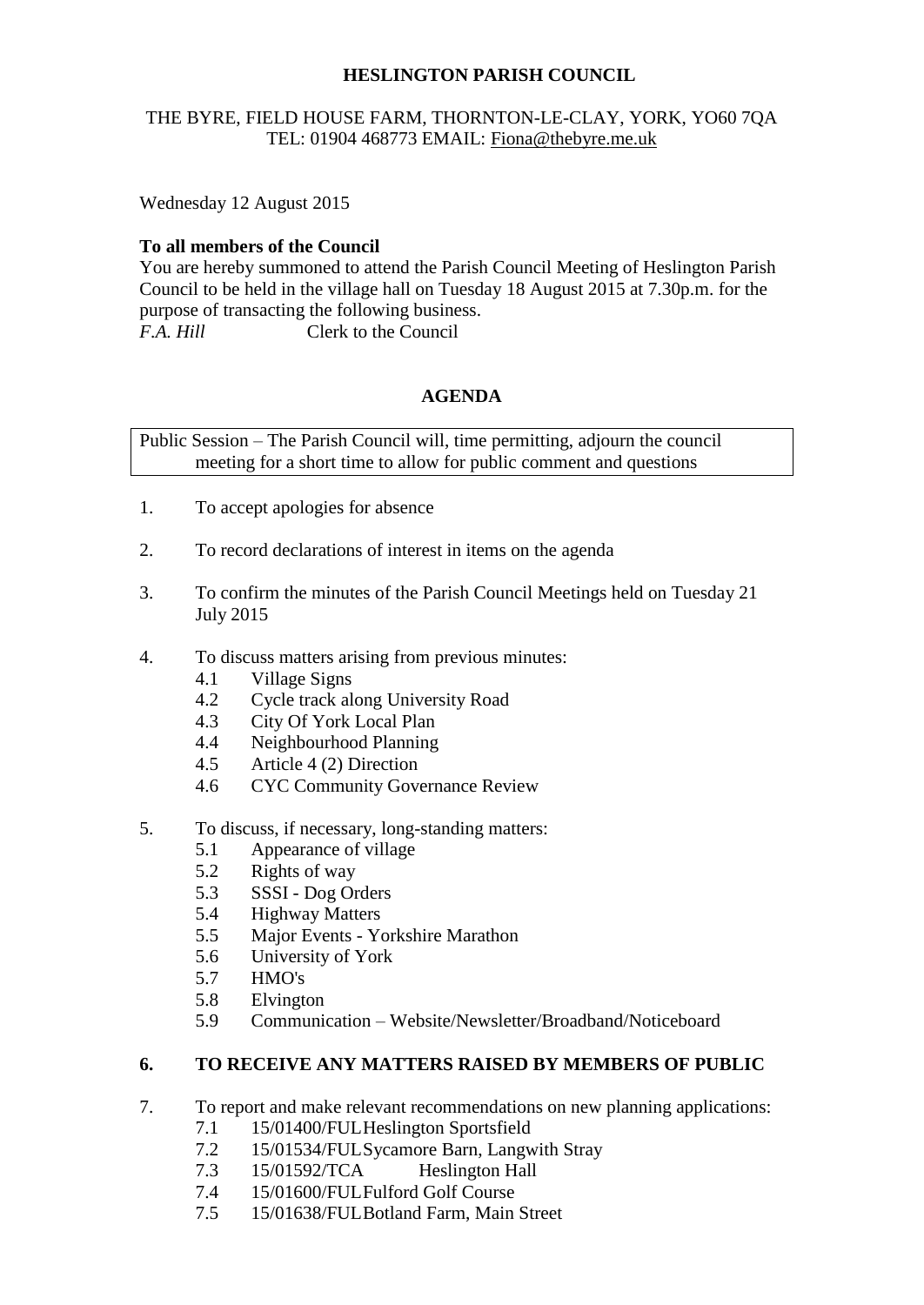**HESLINGTON PARISH COUNCIL**

THE BYRE, FIELD HOUSE FARM, THORNTON-LE-CLAY, YORK, YO60 7QA
TEL: 01904 468773 EMAIL: Fiona@thebyre.me.uk

Wednesday 12 August 2015

**To all members of the Council**

You are hereby summoned to attend the Parish Council Meeting of Heslington Parish Council to be held in the village hall on Tuesday 18 August 2015 at 7.30p.m. for the purpose of transacting the following business.

*F.A. Hill* Clerk to the Council

## AGENDA

Public Session – The Parish Council will, time permitting, adjourn the council meeting for a short time to allow for public comment and questions

1. To accept apologies for absence
2. To record declarations of interest in items on the agenda
3. To confirm the minutes of the Parish Council Meetings held on Tuesday 21 July 2015
4. To discuss matters arising from previous minutes:
   - 4.1 Village Signs
   - 4.2 Cycle track along University Road
   - 4.3 City Of York Local Plan
   - 4.4 Neighbourhood Planning
   - 4.5 Article 4 (2) Direction
   - 4.6 CYC Community Governance Review
5. To discuss, if necessary, long-standing matters:
   - 5.1 Appearance of village
   - 5.2 Rights of way
   - 5.3 SSSI - Dog Orders
   - 5.4 Highway Matters
   - 5.5 Major Events - Yorkshire Marathon
   - 5.6 University of York
   - 5.7 HMO's
   - 5.8 Elvington
   - 5.9 Communication – Website/Newsletter/Broadband/Noticeboard
6. **TO RECEIVE ANY MATTERS RAISED BY MEMBERS OF PUBLIC**
7. To report and make relevant recommendations on new planning applications:
   - 7.1 15/01400/FUL Heslington Sportsfield
   - 7.2 15/01534/FUL Sycamore Barn, Langwith Stray
   - 7.3 15/01592/TCA Heslington Hall
   - 7.4 15/01600/FUL Fulford Golf Course
   - 7.5 15/01638/FUL Botland Farm, Main Street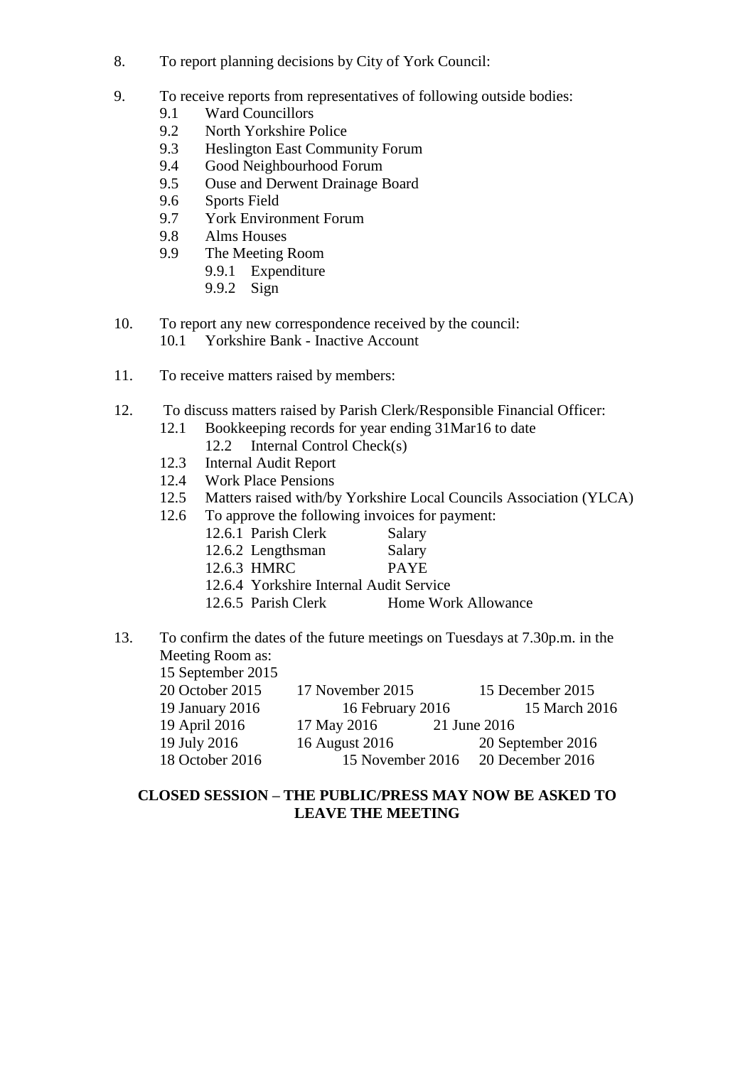8. To report planning decisions by City of York Council:

9. To receive reports from representatives of following outside bodies:
   - 9.1 Ward Councillors
   - 9.2 North Yorkshire Police
   - 9.3 Heslington East Community Forum
   - 9.4 Good Neighbourhood Forum
   - 9.5 Ouse and Derwent Drainage Board
   - 9.6 Sports Field
   - 9.7 York Environment Forum
   - 9.8 Alms Houses
   - 9.9 The Meeting Room
     - 9.9.1 Expenditure
     - 9.9.2 Sign

10. To report any new correspondence received by the council:
    - 10.1 Yorkshire Bank - Inactive Account

11. To receive matters raised by members:

12. To discuss matters raised by Parish Clerk/Responsible Financial Officer:
    - 12.1 Bookkeeping records for year ending 31Mar16 to date
      - 12.2 Internal Control Check(s)
    - 12.3 Internal Audit Report
    - 12.4 Work Place Pensions
    - 12.5 Matters raised with/by Yorkshire Local Councils Association (YLCA)
    - 12.6 To approve the following invoices for payment:
      - 12.6.1 Parish Clerk Salary
      - 12.6.2 Lengthsman Salary
      - 12.6.3 HMRC PAYE
      - 12.6.4 Yorkshire Internal Audit Service
      - 12.6.5 Parish Clerk Home Work Allowance

13. To confirm the dates of the future meetings on Tuesdays at 7.30p.m. in the Meeting Room as:

| | | |
|---|---|---|
| 15 September 2015 | | |
| 20 October 2015 | 17 November 2015 | 15 December 2015 |
| 19 January 2016 | 16 February 2016 | 15 March 2016 |
| 19 April 2016 | 17 May 2016 | 21 June 2016 |
| 19 July 2016 | 16 August 2016 | 20 September 2016 |
| 18 October 2016 | 15 November 2016 | 20 December 2016 |

**CLOSED SESSION – THE PUBLIC/PRESS MAY NOW BE ASKED TO LEAVE THE MEETING**